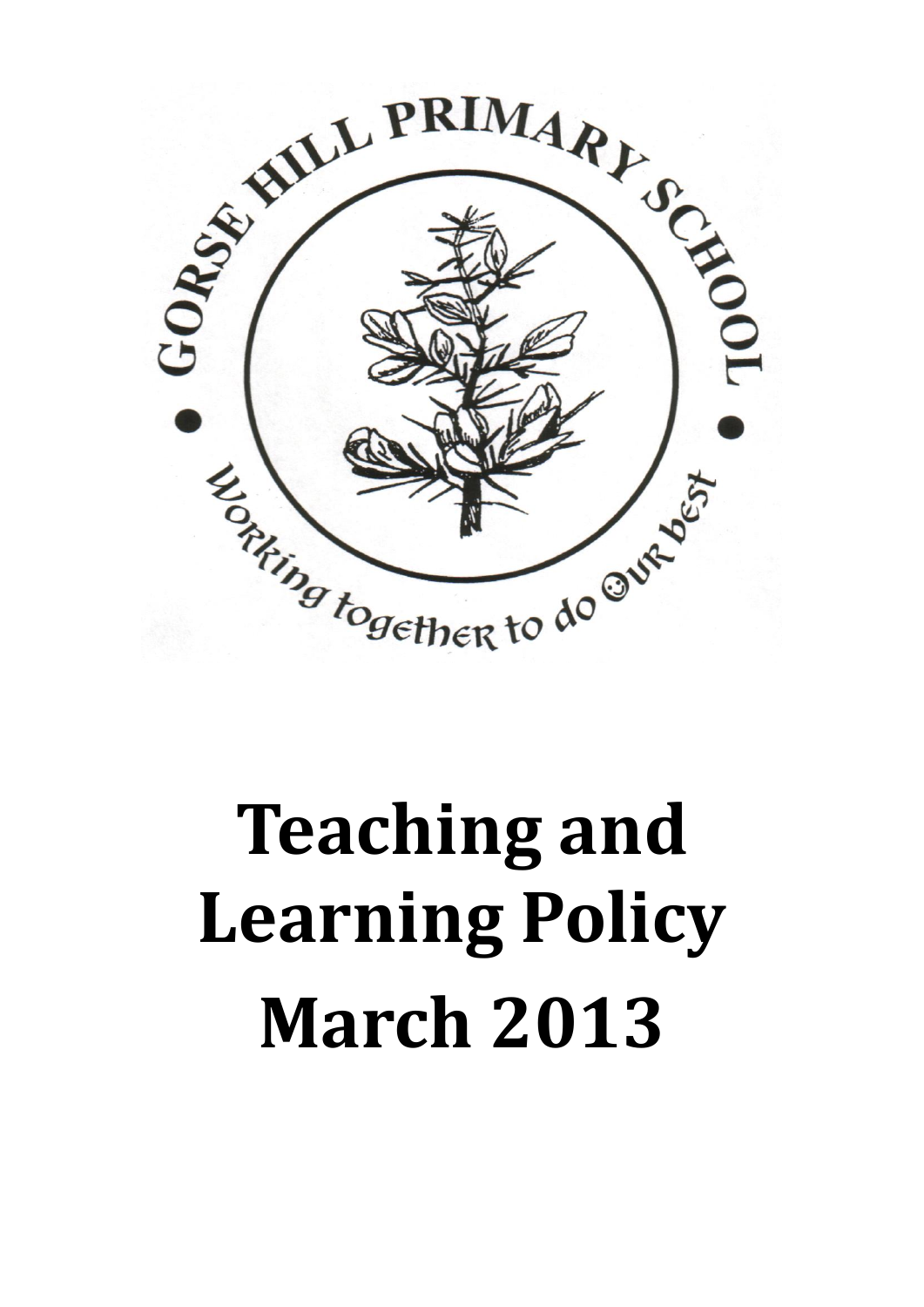GORSE HILL PRIMARY SCHOOL

Working together to do our best

# Teaching and Learning Policy

# March 2013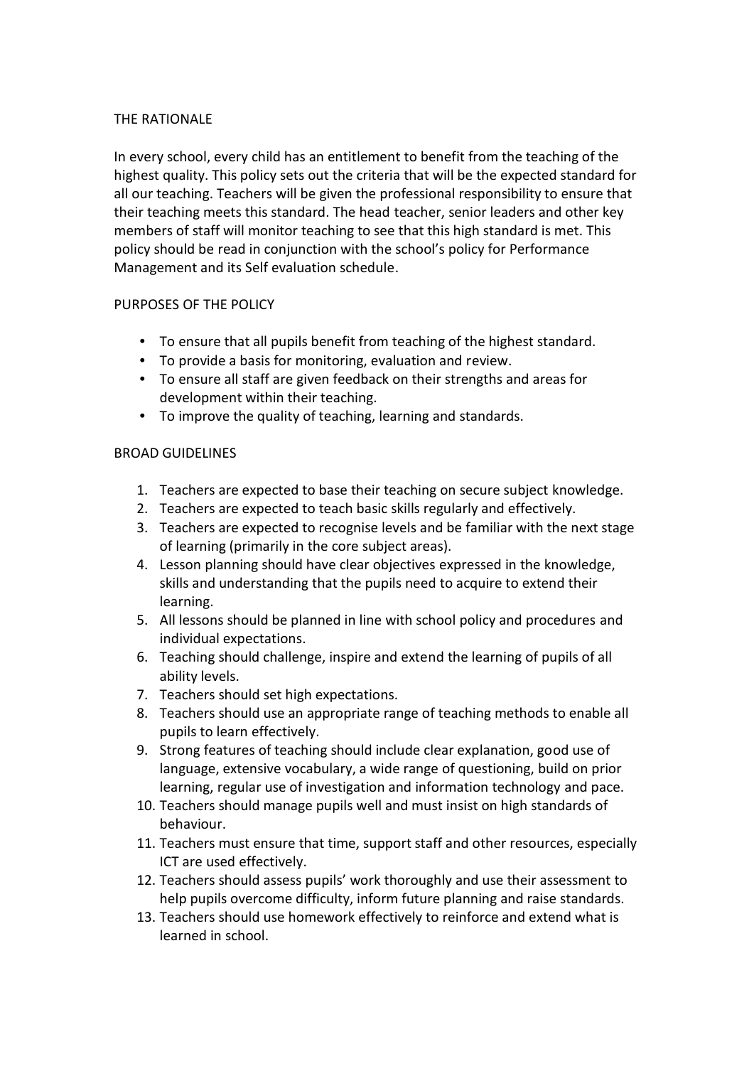## THE RATIONALE

In every school, every child has an entitlement to benefit from the teaching of the highest quality. This policy sets out the criteria that will be the expected standard for all our teaching. Teachers will be given the professional responsibility to ensure that their teaching meets this standard. The head teacher, senior leaders and other key members of staff will monitor teaching to see that this high standard is met. This policy should be read in conjunction with the school's policy for Performance Management and its Self evaluation schedule.

## PURPOSES OF THE POLICY

- To ensure that all pupils benefit from teaching of the highest standard.
- To provide a basis for monitoring, evaluation and review.
- To ensure all staff are given feedback on their strengths and areas for development within their teaching.
- To improve the quality of teaching, learning and standards.

## BROAD GUIDELINES

1. Teachers are expected to base their teaching on secure subject knowledge.
2. Teachers are expected to teach basic skills regularly and effectively.
3. Teachers are expected to recognise levels and be familiar with the next stage of learning (primarily in the core subject areas).
4. Lesson planning should have clear objectives expressed in the knowledge, skills and understanding that the pupils need to acquire to extend their learning.
5. All lessons should be planned in line with school policy and procedures and individual expectations.
6. Teaching should challenge, inspire and extend the learning of pupils of all ability levels.
7. Teachers should set high expectations.
8. Teachers should use an appropriate range of teaching methods to enable all pupils to learn effectively.
9. Strong features of teaching should include clear explanation, good use of language, extensive vocabulary, a wide range of questioning, build on prior learning, regular use of investigation and information technology and pace.
10. Teachers should manage pupils well and must insist on high standards of behaviour.
11. Teachers must ensure that time, support staff and other resources, especially ICT are used effectively.
12. Teachers should assess pupils' work thoroughly and use their assessment to help pupils overcome difficulty, inform future planning and raise standards.
13. Teachers should use homework effectively to reinforce and extend what is learned in school.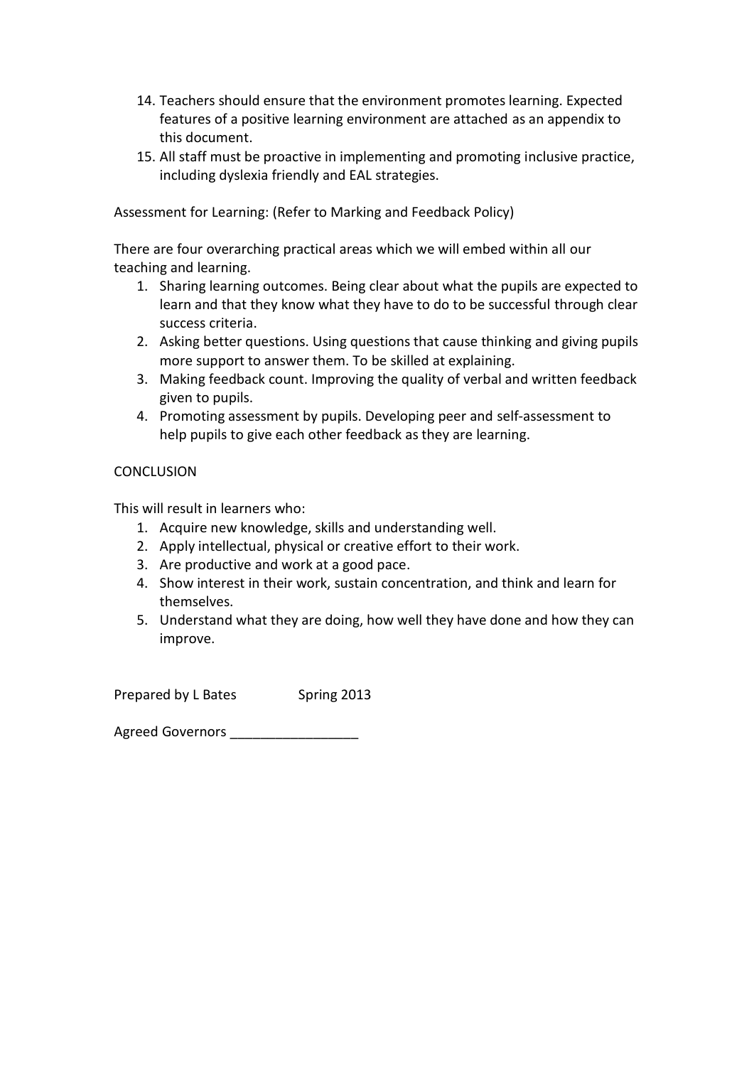14. Teachers should ensure that the environment promotes learning. Expected features of a positive learning environment are attached as an appendix to this document.
15. All staff must be proactive in implementing and promoting inclusive practice, including dyslexia friendly and EAL strategies.

Assessment for Learning: (Refer to Marking and Feedback Policy)

There are four overarching practical areas which we will embed within all our teaching and learning.

1. Sharing learning outcomes. Being clear about what the pupils are expected to learn and that they know what they have to do to be successful through clear success criteria.
2. Asking better questions. Using questions that cause thinking and giving pupils more support to answer them. To be skilled at explaining.
3. Making feedback count. Improving the quality of verbal and written feedback given to pupils.
4. Promoting assessment by pupils. Developing peer and self-assessment to help pupils to give each other feedback as they are learning.

CONCLUSION

This will result in learners who:

1. Acquire new knowledge, skills and understanding well.
2. Apply intellectual, physical or creative effort to their work.
3. Are productive and work at a good pace.
4. Show interest in their work, sustain concentration, and think and learn for themselves.
5. Understand what they are doing, how well they have done and how they can improve.

Prepared by L Bates Spring 2013

Agreed Governors _________________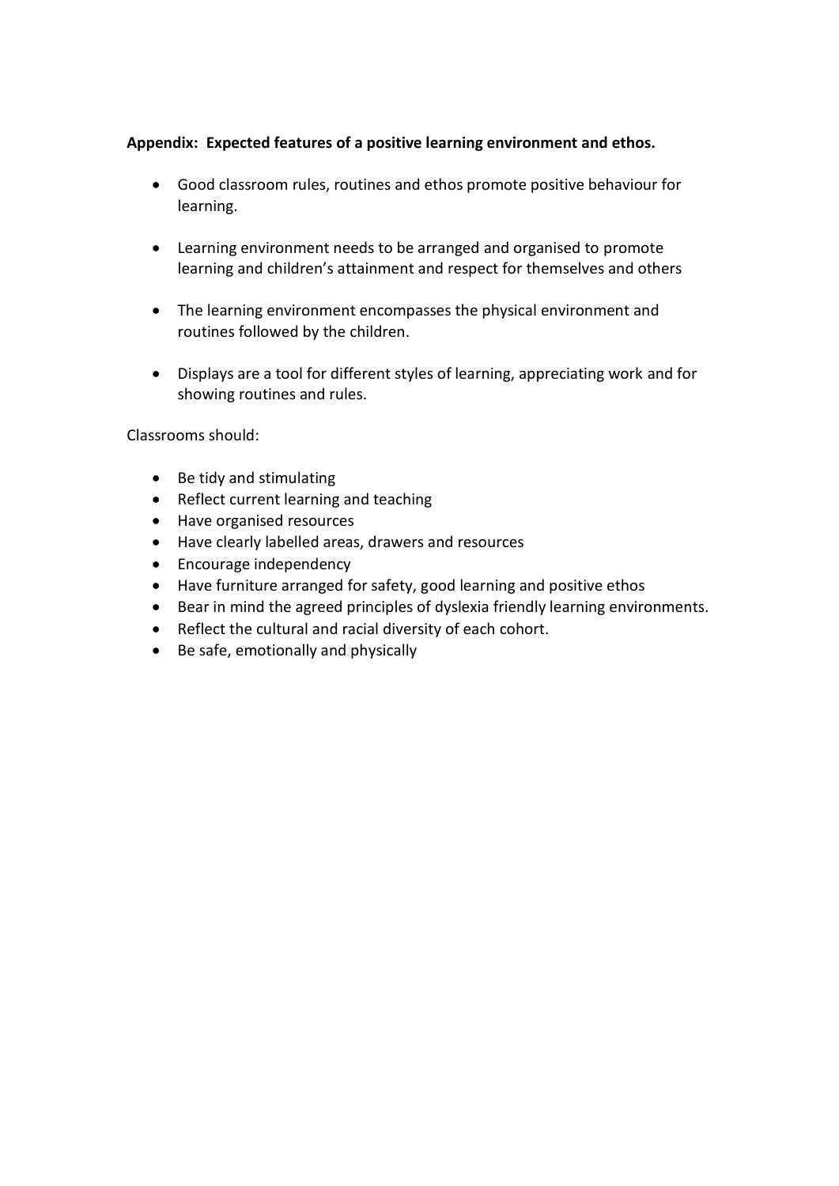**Appendix: Expected features of a positive learning environment and ethos.**

- Good classroom rules, routines and ethos promote positive behaviour for learning.
- Learning environment needs to be arranged and organised to promote learning and children's attainment and respect for themselves and others
- The learning environment encompasses the physical environment and routines followed by the children.
- Displays are a tool for different styles of learning, appreciating work and for showing routines and rules.

Classrooms should:

- Be tidy and stimulating
- Reflect current learning and teaching
- Have organised resources
- Have clearly labelled areas, drawers and resources
- Encourage independency
- Have furniture arranged for safety, good learning and positive ethos
- Bear in mind the agreed principles of dyslexia friendly learning environments.
- Reflect the cultural and racial diversity of each cohort.
- Be safe, emotionally and physically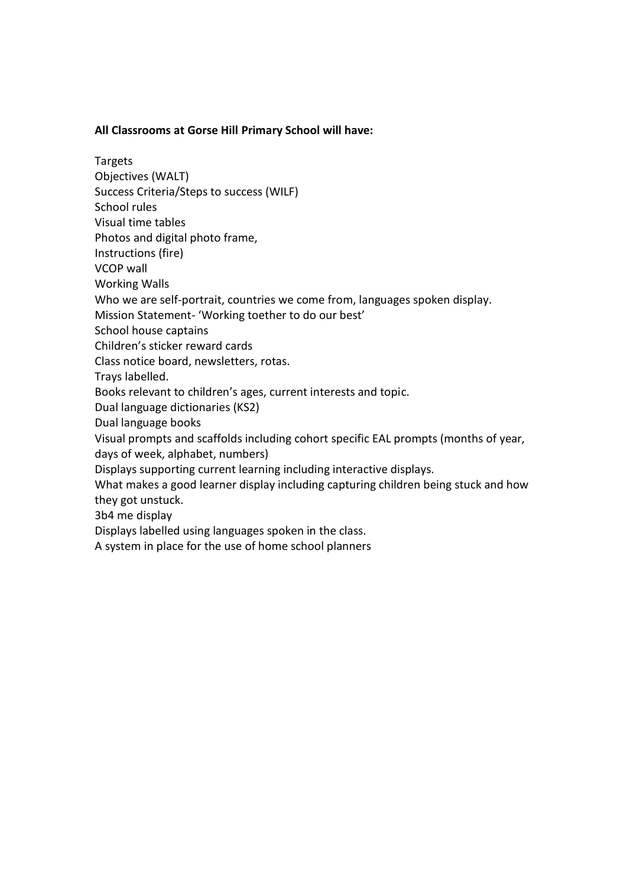**All Classrooms at Gorse Hill Primary School will have:**

Targets
Objectives (WALT)
Success Criteria/Steps to success (WILF)
School rules
Visual time tables
Photos and digital photo frame,
Instructions (fire)
VCOP wall
Working Walls
Who we are self-portrait, countries we come from, languages spoken display.
Mission Statement- 'Working toether to do our best'
School house captains
Children's sticker reward cards
Class notice board, newsletters, rotas.
Trays labelled.
Books relevant to children's ages, current interests and topic.
Dual language dictionaries (KS2)
Dual language books
Visual prompts and scaffolds including cohort specific EAL prompts (months of year, days of week, alphabet, numbers)
Displays supporting current learning including interactive displays.
What makes a good learner display including capturing children being stuck and how they got unstuck.
3b4 me display
Displays labelled using languages spoken in the class.
A system in place for the use of home school planners